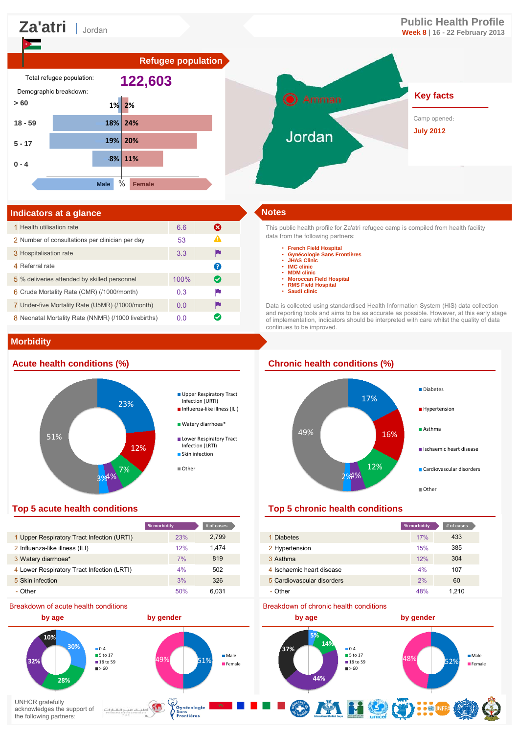# Za'atri | Jordan

**Public Health Profile**
**Week 8** | 16 - 22 February 2013

## Refugee population

Total refugee population: **122,603**

Demographic breakdown:

| Age | Male | Female |
|---|---|---|
| > 60 | 1% | 2% |
| 18 - 59 | 18% | 24% |
| 5 - 17 | 19% | 20% |
| 0 - 4 | 8% | 11% |

## Key facts

Camp opened:
**July 2012**

## Indicators at a glance

| # | Indicator | Value |
|---|---|---|
| 1 | Health utilisation rate | 6.6 |
| 2 | Number of consultations per clinician per day | 53 |
| 3 | Hospitalisation rate | 3.3 |
| 4 | Referral rate | |
| 5 | % deliveries attended by skilled personnel | 100% |
| 6 | Crude Mortality Rate (CMR) (/1000/month) | 0.3 |
| 7 | Under-five Mortality Rate (U5MR) (/1000/month) | 0.0 |
| 8 | Neonatal Mortality Rate (NNMR) (/1000 livebirths) | 0.0 |

## Notes

This public health profile for Za'atri refugee camp is compiled from health facility data from the following partners:

- French Field Hospital
- Gynécologie Sans Frontières
- JHAS Clinic
- IMC clinic
- MDM clinic
- Moroccan Field Hospital
- RMS Field Hospital
- Saudi clinic

Data is collected using standardised Health Information System (HIS) data collection and reporting tools and aims to be as accurate as possible. However, at this early stage of implementation, indicators should be interpreted with care whilst the quality of data continues to be improved.

## Morbidity

### Acute health conditions (%)

Upper Respiratory Tract Infection (URTI) 23%; Influenza-like illness (ILI) 12%; Watery diarrhoea* 7%; Lower Respiratory Tract Infection (LRTI) 4%; Skin infection 3%; Other 51%

### Chronic health conditions (%)

Diabetes 17%; Hypertension 16%; Asthma 12%; Ischaemic heart disease 4%; Cardiovascular disorders 2%; Other 49%

### Top 5 acute health conditions

| # | Condition | % morbidity | # of cases |
|---|---|---|---|
| 1 | Upper Respiratory Tract Infection (URTI) | 23% | 2,799 |
| 2 | Influenza-like illness (ILI) | 12% | 1,474 |
| 3 | Watery diarrhoea* | 7% | 819 |
| 4 | Lower Respiratory Tract Infection (LRTI) | 4% | 502 |
| 5 | Skin infection | 3% | 326 |
| - | Other | 50% | 6,031 |

### Top 5 chronic health conditions

| # | Condition | % morbidity | # of cases |
|---|---|---|---|
| 1 | Diabetes | 17% | 433 |
| 2 | Hypertension | 15% | 385 |
| 3 | Asthma | 12% | 304 |
| 4 | Ischaemic heart disease | 4% | 107 |
| 5 | Cardiovascular disorders | 2% | 60 |
| - | Other | 48% | 1,210 |

### Breakdown of acute health conditions

**by age:** 0-4: 30%; 5 to 17: 28%; 18 to 59: 32%; > 60: 10%

**by gender:** Male 51%; Female 49%

### Breakdown of chronic health conditions

**by age:** 0-4: 5%; 5 to 17: 14%; 18 to 59: 44%; > 60: 37%

**by gender:** Male 52%; Female 48%

UNHCR gratefully acknowledges the support of the following partners: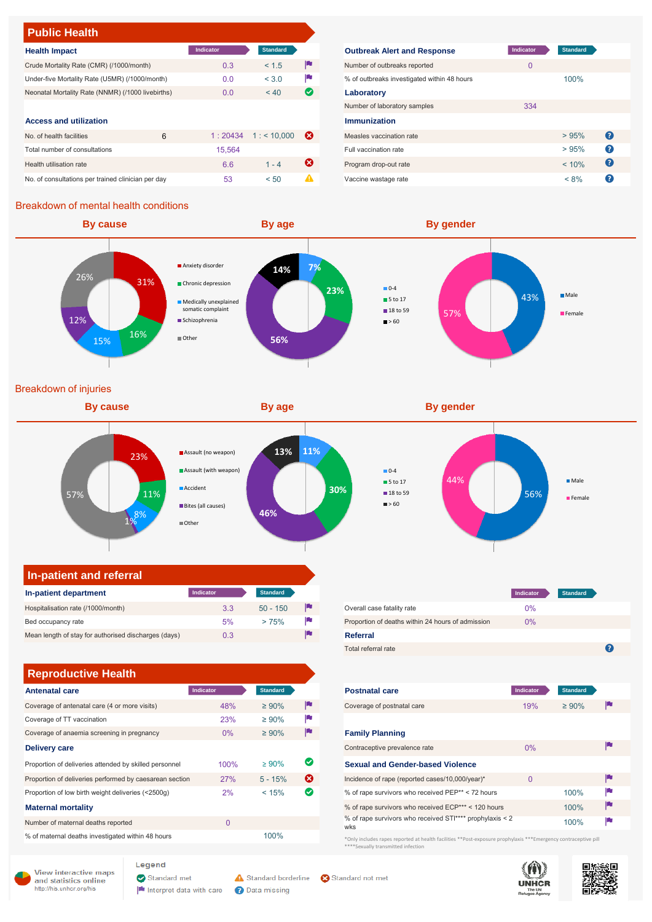# Public Health

## Health Impact

| Health Impact | Indicator | Standard | |
|---|---|---|---|
| Crude Mortality Rate (CMR) (/1000/month) | 0.3 | < 1.5 | Interpret data with care |
| Under-five Mortality Rate (U5MR) (/1000/month) | 0.0 | < 3.0 | Interpret data with care |
| Neonatal Mortality Rate (NNMR) (/1000 livebirths) | 0.0 | < 40 | Standard met |

## Access and utilization

| Access and utilization | | Indicator | Standard | |
|---|---|---|---|---|
| No. of health facilities | 6 | 1 : 20434 | 1 : < 10,000 | Standard not met |
| Total number of consultations | | 15,564 | | |
| Health utilisation rate | | 6.6 | 1 - 4 | Standard not met |
| No. of consultations per trained clinician per day | | 53 | < 50 | Standard borderline |

## Outbreak Alert and Response

| Outbreak Alert and Response | Indicator | Standard | |
|---|---|---|---|
| Number of outbreaks reported | 0 | | |
| % of outbreaks investigated within 48 hours | | 100% | |
| **Laboratory** | | | |
| Number of laboratory samples | 334 | | |
| **Immunization** | | | |
| Measles vaccination rate | | > 95% | Data missing |
| Full vaccination rate | | > 95% | Data missing |
| Program drop-out rate | | < 10% | Data missing |
| Vaccine wastage rate | | < 8% | Data missing |

## Breakdown of mental health conditions

**By cause**

31%
16%
15%
12%
26%

Anxiety disorder
Chronic depression
Medically unexplained somatic complaint
Schizophrenia
Other

**By age**

7%
23%
56%
14%

0-4
5 to 17
18 to 59
> 60

**By gender**

43%
57%

Male
Female

## Breakdown of injuries

**By cause**

23%
11%
8%
1%
57%

Assault (no weapon)
Assault (with weapon)
Accident
Bites (all causes)
Other

**By age**

11%
30%
46%
13%

0-4
5 to 17
18 to 59
> 60

**By gender**

56%
44%

Male
Female

# In-patient and referral

## In-patient department

| In-patient department | Indicator | Standard | |
|---|---|---|---|
| Hospitalisation rate (/1000/month) | 3.3 | 50 - 150 | Interpret data with care |
| Bed occupancy rate | 5% | > 75% | Interpret data with care |
| Mean length of stay for authorised discharges (days) | 0.3 | | Interpret data with care |

| | Indicator | Standard | |
|---|---|---|---|
| Overall case fatality rate | 0% | | |
| Proportion of deaths within 24 hours of admission | 0% | | |
| **Referral** | | | |
| Total referral rate | | | Data missing |

# Reproductive Health

## Antenatal care

| Antenatal care | Indicator | Standard | |
|---|---|---|---|
| Coverage of antenatal care (4 or more visits) | 48% | ≥ 90% | Interpret data with care |
| Coverage of TT vaccination | 23% | ≥ 90% | Interpret data with care |
| Coverage of anaemia screening in pregnancy | 0% | ≥ 90% | Interpret data with care |
| **Delivery care** | | | |
| Proportion of deliveries attended by skilled personnel | 100% | ≥ 90% | Standard met |
| Proportion of deliveries performed by caesarean section | 27% | 5 - 15% | Standard not met |
| Proportion of low birth weight deliveries (<2500g) | 2% | < 15% | Standard met |
| **Maternal mortality** | | | |
| Number of maternal deaths reported | 0 | | |
| % of maternal deaths investigated within 48 hours | | 100% | |

## Postnatal care

| Postnatal care | Indicator | Standard | |
|---|---|---|---|
| Coverage of postnatal care | 19% | ≥ 90% | Interpret data with care |
| **Family Planning** | | | |
| Contraceptive prevalence rate | 0% | | Interpret data with care |
| **Sexual and Gender-based Violence** | | | |
| Incidence of rape (reported cases/10,000/year)* | 0 | | Interpret data with care |
| % of rape survivors who received PEP** < 72 hours | | 100% | Interpret data with care |
| % of rape survivors who received ECP*** < 120 hours | | 100% | Interpret data with care |
| % of rape survivors who received STI**** prophylaxis < 2 wks | | 100% | Interpret data with care |

*Only includes rapes reported at health facilities **Post-exposure prophylaxis ***Emergency contraceptive pill ****Sexually transmitted infection

View interactive maps and statistics online
http://his.unhcr.org/his

**Legend**
Standard met
Standard borderline
Standard not met
Interpret data with care
Data missing

UNHCR The UN Refugee Agency